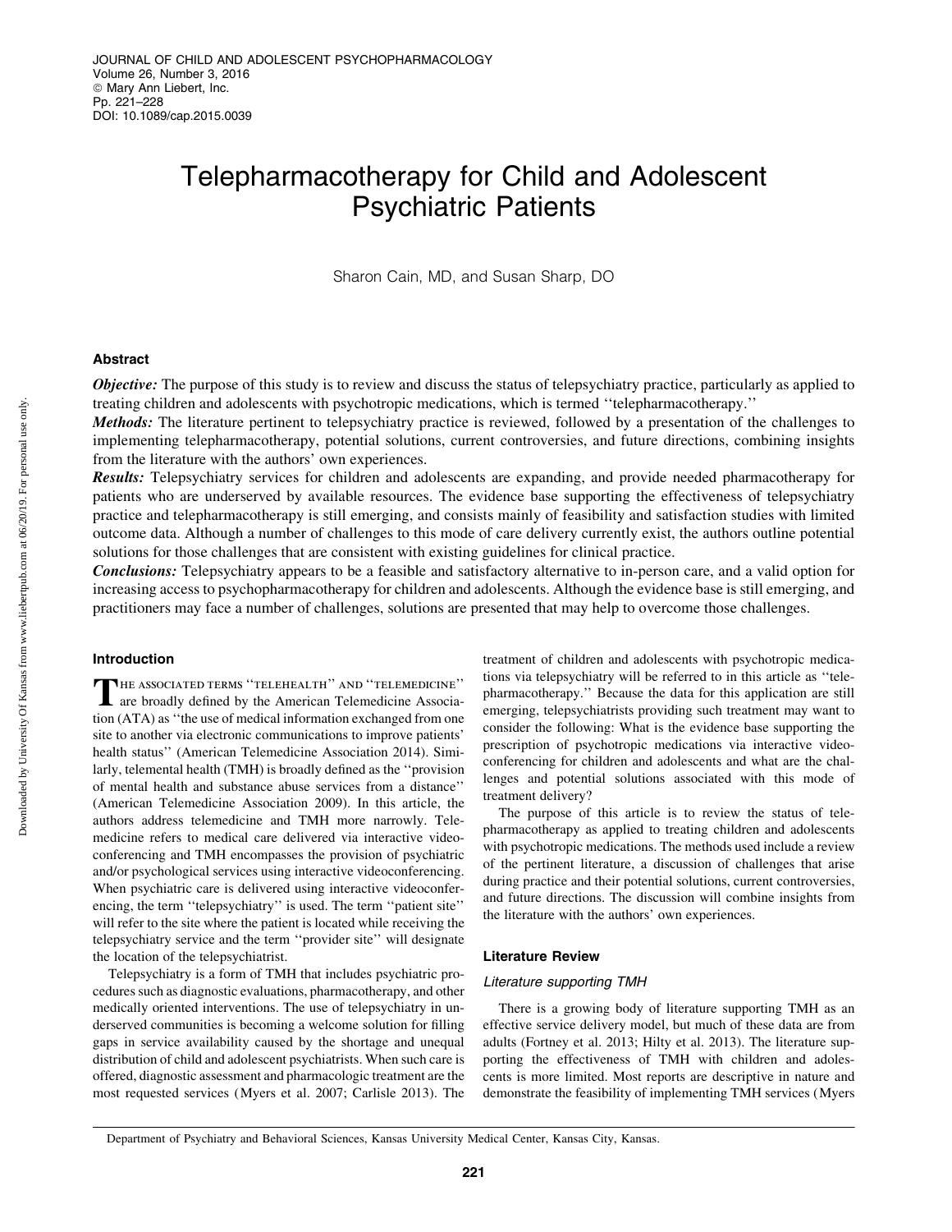# Telepharmacotherapy for Child and Adolescent Psychiatric Patients

Sharon Cain, MD, and Susan Sharp, DO

## Abstract

***Objective:*** The purpose of this study is to review and discuss the status of telepsychiatry practice, particularly as applied to treating children and adolescents with psychotropic medications, which is termed ''telepharmacotherapy.''

***Methods:*** The literature pertinent to telepsychiatry practice is reviewed, followed by a presentation of the challenges to implementing telepharmacotherapy, potential solutions, current controversies, and future directions, combining insights from the literature with the authors' own experiences.

***Results:*** Telepsychiatry services for children and adolescents are expanding, and provide needed pharmacotherapy for patients who are underserved by available resources. The evidence base supporting the effectiveness of telepsychiatry practice and telepharmacotherapy is still emerging, and consists mainly of feasibility and satisfaction studies with limited outcome data. Although a number of challenges to this mode of care delivery currently exist, the authors outline potential solutions for those challenges that are consistent with existing guidelines for clinical practice.

***Conclusions:*** Telepsychiatry appears to be a feasible and satisfactory alternative to in-person care, and a valid option for increasing access to psychopharmacotherapy for children and adolescents. Although the evidence base is still emerging, and practitioners may face a number of challenges, solutions are presented that may help to overcome those challenges.

## Introduction

The associated terms ''telehealth'' and ''telemedicine'' are broadly defined by the American Telemedicine Association (ATA) as ''the use of medical information exchanged from one site to another via electronic communications to improve patients' health status'' (American Telemedicine Association 2014). Similarly, telemental health (TMH) is broadly defined as the ''provision of mental health and substance abuse services from a distance'' (American Telemedicine Association 2009). In this article, the authors address telemedicine and TMH more narrowly. Telemedicine refers to medical care delivered via interactive videoconferencing and TMH encompasses the provision of psychiatric and/or psychological services using interactive videoconferencing. When psychiatric care is delivered using interactive videoconferencing, the term ''telepsychiatry'' is used. The term ''patient site'' will refer to the site where the patient is located while receiving the telepsychiatry service and the term ''provider site'' will designate the location of the telepsychiatrist.

Telepsychiatry is a form of TMH that includes psychiatric procedures such as diagnostic evaluations, pharmacotherapy, and other medically oriented interventions. The use of telepsychiatry in underserved communities is becoming a welcome solution for filling gaps in service availability caused by the shortage and unequal distribution of child and adolescent psychiatrists. When such care is offered, diagnostic assessment and pharmacologic treatment are the most requested services (Myers et al. 2007; Carlisle 2013). The treatment of children and adolescents with psychotropic medications via telepsychiatry will be referred to in this article as ''telepharmacotherapy.'' Because the data for this application are still emerging, telepsychiatrists providing such treatment may want to consider the following: What is the evidence base supporting the prescription of psychotropic medications via interactive videoconferencing for children and adolescents and what are the challenges and potential solutions associated with this mode of treatment delivery?

The purpose of this article is to review the status of telepharmacotherapy as applied to treating children and adolescents with psychotropic medications. The methods used include a review of the pertinent literature, a discussion of challenges that arise during practice and their potential solutions, current controversies, and future directions. The discussion will combine insights from the literature with the authors' own experiences.

## Literature Review

### *Literature supporting TMH*

There is a growing body of literature supporting TMH as an effective service delivery model, but much of these data are from adults (Fortney et al. 2013; Hilty et al. 2013). The literature supporting the effectiveness of TMH with children and adolescents is more limited. Most reports are descriptive in nature and demonstrate the feasibility of implementing TMH services (Myers

Department of Psychiatry and Behavioral Sciences, Kansas University Medical Center, Kansas City, Kansas.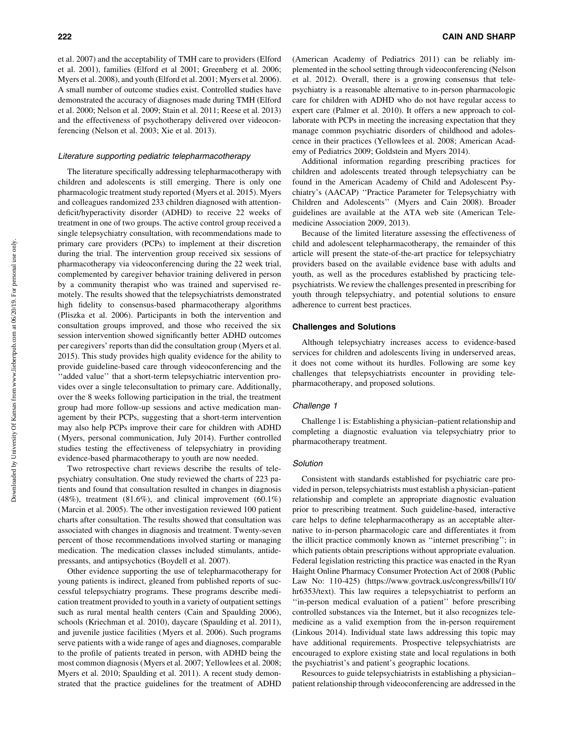et al. 2007) and the acceptability of TMH care to providers (Elford et al. 2001), families (Elford et al 2001; Greenberg et al. 2006; Myers et al. 2008), and youth (Elford et al. 2001; Myers et al. 2006). A small number of outcome studies exist. Controlled studies have demonstrated the accuracy of diagnoses made during TMH (Elford et al. 2000; Nelson et al. 2009; Stain et al. 2011; Reese et al. 2013) and the effectiveness of psychotherapy delivered over videoconferencing (Nelson et al. 2003; Xie et al. 2013).

### *Literature supporting pediatric telepharmacotherapy*

The literature specifically addressing telepharmacotherapy with children and adolescents is still emerging. There is only one pharmacologic treatment study reported (Myers et al. 2015). Myers and colleagues randomized 233 children diagnosed with attention-deficit/hyperactivity disorder (ADHD) to receive 22 weeks of treatment in one of two groups. The active control group received a single telepsychiatry consultation, with recommendations made to primary care providers (PCPs) to implement at their discretion during the trial. The intervention group received six sessions of pharmacotherapy via videoconferencing during the 22 week trial, complemented by caregiver behavior training delivered in person by a community therapist who was trained and supervised remotely. The results showed that the telepsychiatrists demonstrated high fidelity to consensus-based pharmacotherapy algorithms (Pliszka et al. 2006). Participants in both the intervention and consultation groups improved, and those who received the six session intervention showed significantly better ADHD outcomes per caregivers' reports than did the consultation group (Myers et al. 2015). This study provides high quality evidence for the ability to provide guideline-based care through videoconferencing and the ''added value'' that a short-term telepsychiatric intervention provides over a single teleconsultation to primary care. Additionally, over the 8 weeks following participation in the trial, the treatment group had more follow-up sessions and active medication management by their PCPs, suggesting that a short-term intervention may also help PCPs improve their care for children with ADHD (Myers, personal communication, July 2014). Further controlled studies testing the effectiveness of telepsychiatry in providing evidence-based pharmacotherapy to youth are now needed.

Two retrospective chart reviews describe the results of telepsychiatry consultation. One study reviewed the charts of 223 patients and found that consultation resulted in changes in diagnosis (48%), treatment (81.6%), and clinical improvement (60.1%) (Marcin et al. 2005). The other investigation reviewed 100 patient charts after consultation. The results showed that consultation was associated with changes in diagnosis and treatment. Twenty-seven percent of those recommendations involved starting or managing medication. The medication classes included stimulants, antidepressants, and antipsychotics (Boydell et al. 2007).

Other evidence supporting the use of telepharmacotherapy for young patients is indirect, gleaned from published reports of successful telepsychiatry programs. These programs describe medication treatment provided to youth in a variety of outpatient settings such as rural mental health centers (Cain and Spaulding 2006), schools (Kriechman et al. 2010), daycare (Spaulding et al. 2011), and juvenile justice facilities (Myers et al. 2006). Such programs serve patients with a wide range of ages and diagnoses, comparable to the profile of patients treated in person, with ADHD being the most common diagnosis (Myers et al. 2007; Yellowlees et al. 2008; Myers et al. 2010; Spaulding et al. 2011). A recent study demonstrated that the practice guidelines for the treatment of ADHD (American Academy of Pediatrics 2011) can be reliably implemented in the school setting through videoconferencing (Nelson et al. 2012). Overall, there is a growing consensus that telepsychiatry is a reasonable alternative to in-person pharmacologic care for children with ADHD who do not have regular access to expert care (Palmer et al. 2010). It offers a new approach to collaborate with PCPs in meeting the increasing expectation that they manage common psychiatric disorders of childhood and adolescence in their practices (Yellowlees et al. 2008; American Academy of Pediatrics 2009; Goldstein and Myers 2014).

Additional information regarding prescribing practices for children and adolescents treated through telepsychiatry can be found in the American Academy of Child and Adolescent Psychiatry's (AACAP) ''Practice Parameter for Telepsychiatry with Children and Adolescents'' (Myers and Cain 2008). Broader guidelines are available at the ATA web site (American Telemedicine Association 2009, 2013).

Because of the limited literature assessing the effectiveness of child and adolescent telepharmacotherapy, the remainder of this article will present the state-of-the-art practice for telepsychiatry providers based on the available evidence base with adults and youth, as well as the procedures established by practicing telepsychiatrists. We review the challenges presented in prescribing for youth through telepsychiatry, and potential solutions to ensure adherence to current best practices.

## Challenges and Solutions

Although telepsychiatry increases access to evidence-based services for children and adolescents living in underserved areas, it does not come without its hurdles. Following are some key challenges that telepsychiatrists encounter in providing telepharmacotherapy, and proposed solutions.

### *Challenge 1*

Challenge 1 is: Establishing a physician–patient relationship and completing a diagnostic evaluation via telepsychiatry prior to pharmacotherapy treatment.

### *Solution*

Consistent with standards established for psychiatric care provided in person, telepsychiatrists must establish a physician–patient relationship and complete an appropriate diagnostic evaluation prior to prescribing treatment. Such guideline-based, interactive care helps to define telepharmacotherapy as an acceptable alternative to in-person pharmacologic care and differentiates it from the illicit practice commonly known as ''internet prescribing''; in which patients obtain prescriptions without appropriate evaluation. Federal legislation restricting this practice was enacted in the Ryan Haight Online Pharmacy Consumer Protection Act of 2008 (Public Law No: 110-425) (https://www.govtrack.us/congress/bills/110/hr6353/text). This law requires a telepsychiatrist to perform an ''in-person medical evaluation of a patient'' before prescribing controlled substances via the Internet, but it also recognizes telemedicine as a valid exemption from the in-person requirement (Linkous 2014). Individual state laws addressing this topic may have additional requirements. Prospective telepsychiatrists are encouraged to explore existing state and local regulations in both the psychiatrist's and patient's geographic locations.

Resources to guide telepsychiatrists in establishing a physician–patient relationship through videoconferencing are addressed in the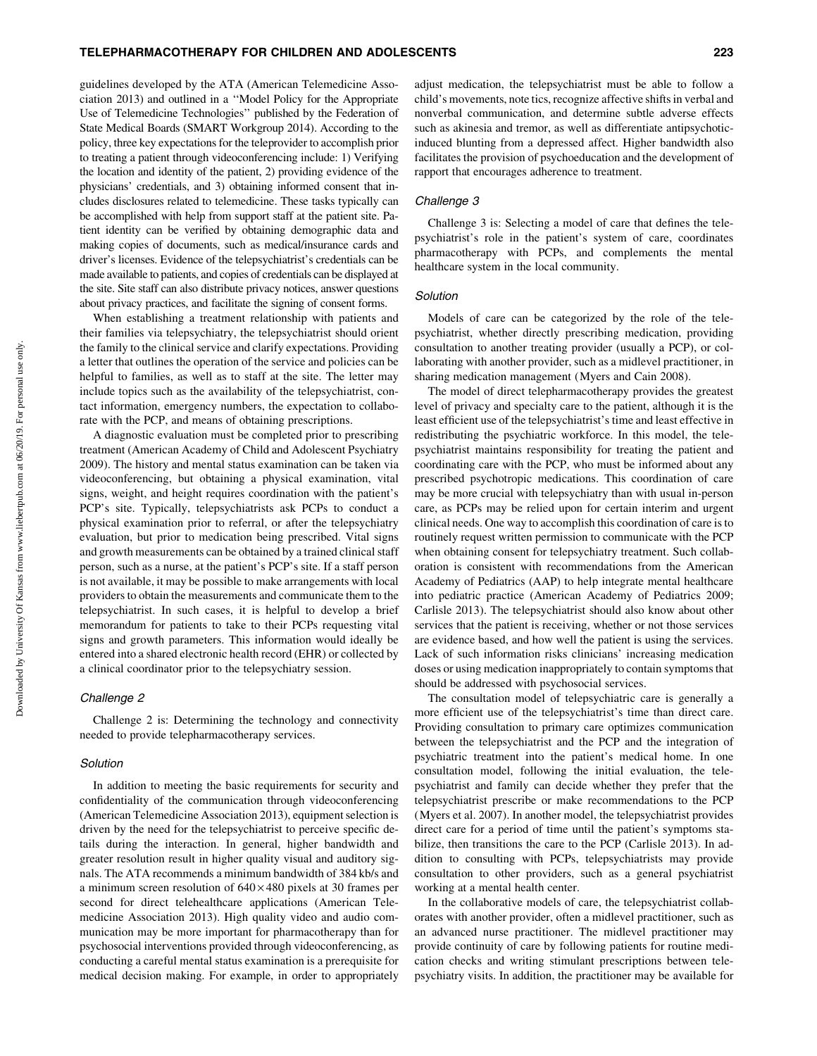guidelines developed by the ATA (American Telemedicine Association 2013) and outlined in a ''Model Policy for the Appropriate Use of Telemedicine Technologies'' published by the Federation of State Medical Boards (SMART Workgroup 2014). According to the policy, three key expectations for the teleprovider to accomplish prior to treating a patient through videoconferencing include: 1) Verifying the location and identity of the patient, 2) providing evidence of the physicians' credentials, and 3) obtaining informed consent that includes disclosures related to telemedicine. These tasks typically can be accomplished with help from support staff at the patient site. Patient identity can be verified by obtaining demographic data and making copies of documents, such as medical/insurance cards and driver's licenses. Evidence of the telepsychiatrist's credentials can be made available to patients, and copies of credentials can be displayed at the site. Site staff can also distribute privacy notices, answer questions about privacy practices, and facilitate the signing of consent forms.

When establishing a treatment relationship with patients and their families via telepsychiatry, the telepsychiatrist should orient the family to the clinical service and clarify expectations. Providing a letter that outlines the operation of the service and policies can be helpful to families, as well as to staff at the site. The letter may include topics such as the availability of the telepsychiatrist, contact information, emergency numbers, the expectation to collaborate with the PCP, and means of obtaining prescriptions.

A diagnostic evaluation must be completed prior to prescribing treatment (American Academy of Child and Adolescent Psychiatry 2009). The history and mental status examination can be taken via videoconferencing, but obtaining a physical examination, vital signs, weight, and height requires coordination with the patient's PCP's site. Typically, telepsychiatrists ask PCPs to conduct a physical examination prior to referral, or after the telepsychiatry evaluation, but prior to medication being prescribed. Vital signs and growth measurements can be obtained by a trained clinical staff person, such as a nurse, at the patient's PCP's site. If a staff person is not available, it may be possible to make arrangements with local providers to obtain the measurements and communicate them to the telepsychiatrist. In such cases, it is helpful to develop a brief memorandum for patients to take to their PCPs requesting vital signs and growth parameters. This information would ideally be entered into a shared electronic health record (EHR) or collected by a clinical coordinator prior to the telepsychiatry session.

### *Challenge 2*

Challenge 2 is: Determining the technology and connectivity needed to provide telepharmacotherapy services.

### *Solution*

In addition to meeting the basic requirements for security and confidentiality of the communication through videoconferencing (American Telemedicine Association 2013), equipment selection is driven by the need for the telepsychiatrist to perceive specific details during the interaction. In general, higher bandwidth and greater resolution result in higher quality visual and auditory signals. The ATA recommends a minimum bandwidth of 384 kb/s and a minimum screen resolution of $640 \times 480$ pixels at 30 frames per second for direct telehealthcare applications (American Telemedicine Association 2013). High quality video and audio communication may be more important for pharmacotherapy than for psychosocial interventions provided through videoconferencing, as conducting a careful mental status examination is a prerequisite for medical decision making. For example, in order to appropriately adjust medication, the telepsychiatrist must be able to follow a child's movements, note tics, recognize affective shifts in verbal and nonverbal communication, and determine subtle adverse effects such as akinesia and tremor, as well as differentiate antipsychotic-induced blunting from a depressed affect. Higher bandwidth also facilitates the provision of psychoeducation and the development of rapport that encourages adherence to treatment.

### *Challenge 3*

Challenge 3 is: Selecting a model of care that defines the telepsychiatrist's role in the patient's system of care, coordinates pharmacotherapy with PCPs, and complements the mental healthcare system in the local community.

### *Solution*

Models of care can be categorized by the role of the telepsychiatrist, whether directly prescribing medication, providing consultation to another treating provider (usually a PCP), or collaborating with another provider, such as a midlevel practitioner, in sharing medication management (Myers and Cain 2008).

The model of direct telepharmacotherapy provides the greatest level of privacy and specialty care to the patient, although it is the least efficient use of the telepsychiatrist's time and least effective in redistributing the psychiatric workforce. In this model, the telepsychiatrist maintains responsibility for treating the patient and coordinating care with the PCP, who must be informed about any prescribed psychotropic medications. This coordination of care may be more crucial with telepsychiatry than with usual in-person care, as PCPs may be relied upon for certain interim and urgent clinical needs. One way to accomplish this coordination of care is to routinely request written permission to communicate with the PCP when obtaining consent for telepsychiatry treatment. Such collaboration is consistent with recommendations from the American Academy of Pediatrics (AAP) to help integrate mental healthcare into pediatric practice (American Academy of Pediatrics 2009; Carlisle 2013). The telepsychiatrist should also know about other services that the patient is receiving, whether or not those services are evidence based, and how well the patient is using the services. Lack of such information risks clinicians' increasing medication doses or using medication inappropriately to contain symptoms that should be addressed with psychosocial services.

The consultation model of telepsychiatric care is generally a more efficient use of the telepsychiatrist's time than direct care. Providing consultation to primary care optimizes communication between the telepsychiatrist and the PCP and the integration of psychiatric treatment into the patient's medical home. In one consultation model, following the initial evaluation, the telepsychiatrist and family can decide whether they prefer that the telepsychiatrist prescribe or make recommendations to the PCP (Myers et al. 2007). In another model, the telepsychiatrist provides direct care for a period of time until the patient's symptoms stabilize, then transitions the care to the PCP (Carlisle 2013). In addition to consulting with PCPs, telepsychiatrists may provide consultation to other providers, such as a general psychiatrist working at a mental health center.

In the collaborative models of care, the telepsychiatrist collaborates with another provider, often a midlevel practitioner, such as an advanced nurse practitioner. The midlevel practitioner may provide continuity of care by following patients for routine medication checks and writing stimulant prescriptions between telepsychiatry visits. In addition, the practitioner may be available for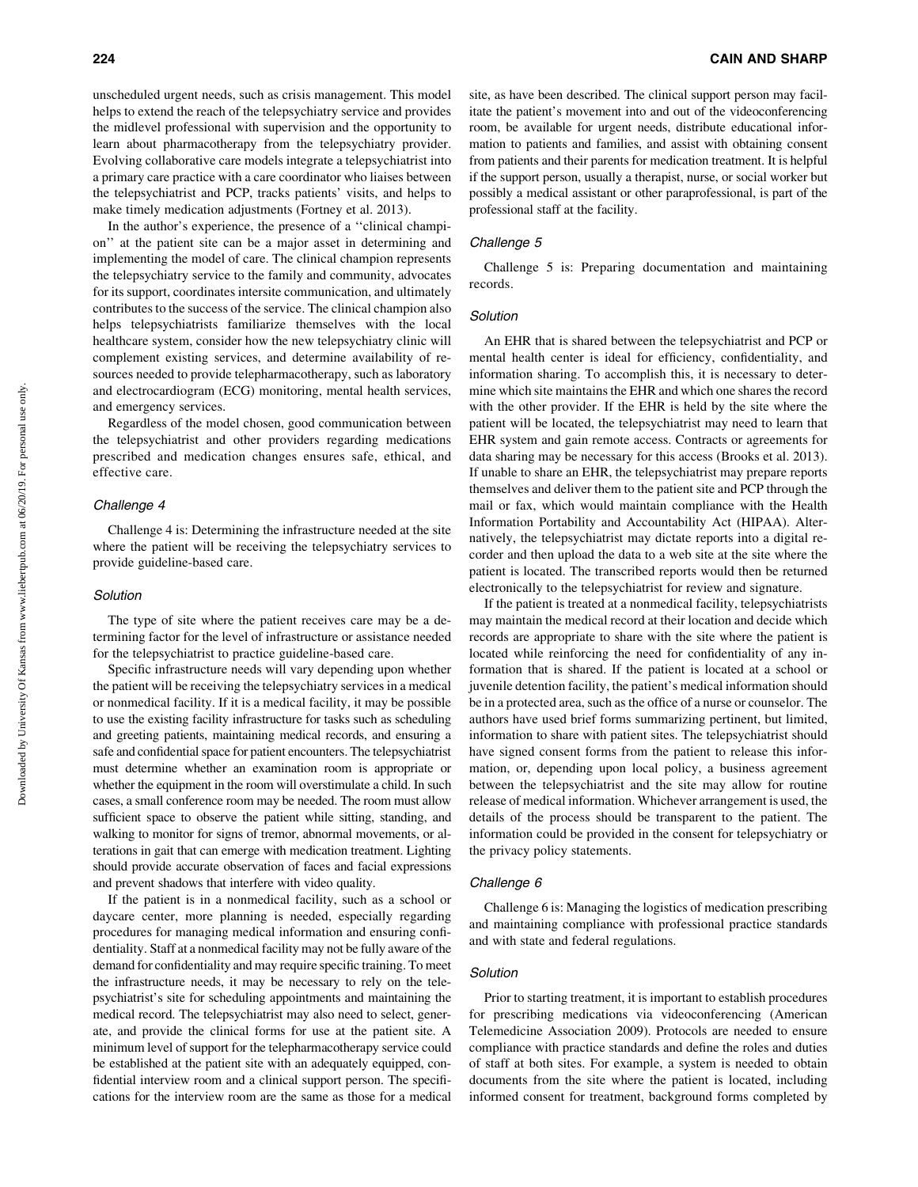unscheduled urgent needs, such as crisis management. This model helps to extend the reach of the telepsychiatry service and provides the midlevel professional with supervision and the opportunity to learn about pharmacotherapy from the telepsychiatry provider. Evolving collaborative care models integrate a telepsychiatrist into a primary care practice with a care coordinator who liaises between the telepsychiatrist and PCP, tracks patients' visits, and helps to make timely medication adjustments (Fortney et al. 2013).

In the author's experience, the presence of a ''clinical champion'' at the patient site can be a major asset in determining and implementing the model of care. The clinical champion represents the telepsychiatry service to the family and community, advocates for its support, coordinates intersite communication, and ultimately contributes to the success of the service. The clinical champion also helps telepsychiatrists familiarize themselves with the local healthcare system, consider how the new telepsychiatry clinic will complement existing services, and determine availability of resources needed to provide telepharmacotherapy, such as laboratory and electrocardiogram (ECG) monitoring, mental health services, and emergency services.

Regardless of the model chosen, good communication between the telepsychiatrist and other providers regarding medications prescribed and medication changes ensures safe, ethical, and effective care.

### *Challenge 4*

Challenge 4 is: Determining the infrastructure needed at the site where the patient will be receiving the telepsychiatry services to provide guideline-based care.

### *Solution*

The type of site where the patient receives care may be a determining factor for the level of infrastructure or assistance needed for the telepsychiatrist to practice guideline-based care.

Specific infrastructure needs will vary depending upon whether the patient will be receiving the telepsychiatry services in a medical or nonmedical facility. If it is a medical facility, it may be possible to use the existing facility infrastructure for tasks such as scheduling and greeting patients, maintaining medical records, and ensuring a safe and confidential space for patient encounters. The telepsychiatrist must determine whether an examination room is appropriate or whether the equipment in the room will overstimulate a child. In such cases, a small conference room may be needed. The room must allow sufficient space to observe the patient while sitting, standing, and walking to monitor for signs of tremor, abnormal movements, or alterations in gait that can emerge with medication treatment. Lighting should provide accurate observation of faces and facial expressions and prevent shadows that interfere with video quality.

If the patient is in a nonmedical facility, such as a school or daycare center, more planning is needed, especially regarding procedures for managing medical information and ensuring confidentiality. Staff at a nonmedical facility may not be fully aware of the demand for confidentiality and may require specific training. To meet the infrastructure needs, it may be necessary to rely on the telepsychiatrist's site for scheduling appointments and maintaining the medical record. The telepsychiatrist may also need to select, generate, and provide the clinical forms for use at the patient site. A minimum level of support for the telepharmacotherapy service could be established at the patient site with an adequately equipped, confidential interview room and a clinical support person. The specifications for the interview room are the same as those for a medical site, as have been described. The clinical support person may facilitate the patient's movement into and out of the videoconferencing room, be available for urgent needs, distribute educational information to patients and families, and assist with obtaining consent from patients and their parents for medication treatment. It is helpful if the support person, usually a therapist, nurse, or social worker but possibly a medical assistant or other paraprofessional, is part of the professional staff at the facility.

### *Challenge 5*

Challenge 5 is: Preparing documentation and maintaining records.

### *Solution*

An EHR that is shared between the telepsychiatrist and PCP or mental health center is ideal for efficiency, confidentiality, and information sharing. To accomplish this, it is necessary to determine which site maintains the EHR and which one shares the record with the other provider. If the EHR is held by the site where the patient will be located, the telepsychiatrist may need to learn that EHR system and gain remote access. Contracts or agreements for data sharing may be necessary for this access (Brooks et al. 2013). If unable to share an EHR, the telepsychiatrist may prepare reports themselves and deliver them to the patient site and PCP through the mail or fax, which would maintain compliance with the Health Information Portability and Accountability Act (HIPAA). Alternatively, the telepsychiatrist may dictate reports into a digital recorder and then upload the data to a web site at the site where the patient is located. The transcribed reports would then be returned electronically to the telepsychiatrist for review and signature.

If the patient is treated at a nonmedical facility, telepsychiatrists may maintain the medical record at their location and decide which records are appropriate to share with the site where the patient is located while reinforcing the need for confidentiality of any information that is shared. If the patient is located at a school or juvenile detention facility, the patient's medical information should be in a protected area, such as the office of a nurse or counselor. The authors have used brief forms summarizing pertinent, but limited, information to share with patient sites. The telepsychiatrist should have signed consent forms from the patient to release this information, or, depending upon local policy, a business agreement between the telepsychiatrist and the site may allow for routine release of medical information. Whichever arrangement is used, the details of the process should be transparent to the patient. The information could be provided in the consent for telepsychiatry or the privacy policy statements.

### *Challenge 6*

Challenge 6 is: Managing the logistics of medication prescribing and maintaining compliance with professional practice standards and with state and federal regulations.

### *Solution*

Prior to starting treatment, it is important to establish procedures for prescribing medications via videoconferencing (American Telemedicine Association 2009). Protocols are needed to ensure compliance with practice standards and define the roles and duties of staff at both sites. For example, a system is needed to obtain documents from the site where the patient is located, including informed consent for treatment, background forms completed by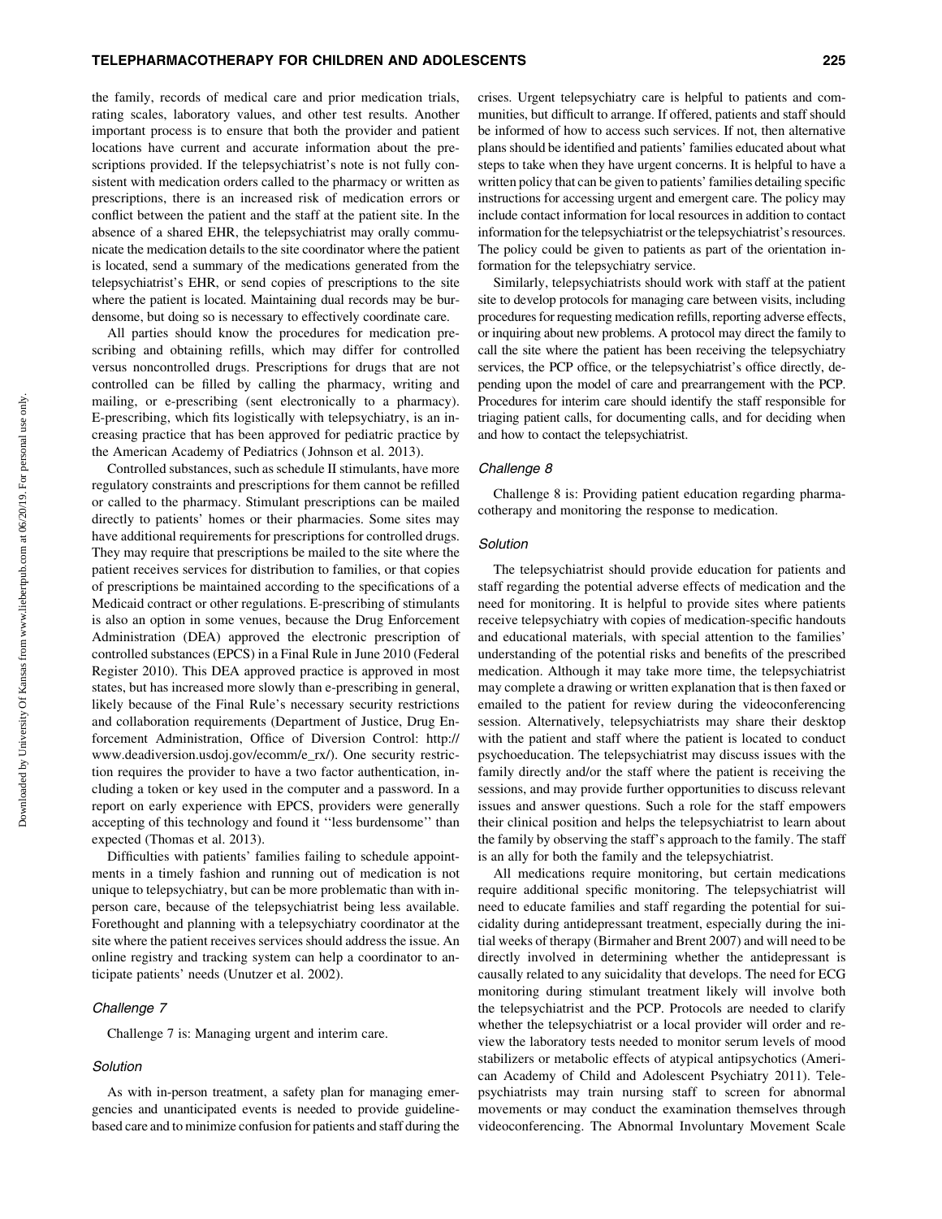the family, records of medical care and prior medication trials, rating scales, laboratory values, and other test results. Another important process is to ensure that both the provider and patient locations have current and accurate information about the prescriptions provided. If the telepsychiatrist's note is not fully consistent with medication orders called to the pharmacy or written as prescriptions, there is an increased risk of medication errors or conflict between the patient and the staff at the patient site. In the absence of a shared EHR, the telepsychiatrist may orally communicate the medication details to the site coordinator where the patient is located, send a summary of the medications generated from the telepsychiatrist's EHR, or send copies of prescriptions to the site where the patient is located. Maintaining dual records may be burdensome, but doing so is necessary to effectively coordinate care.

All parties should know the procedures for medication prescribing and obtaining refills, which may differ for controlled versus noncontrolled drugs. Prescriptions for drugs that are not controlled can be filled by calling the pharmacy, writing and mailing, or e-prescribing (sent electronically to a pharmacy). E-prescribing, which fits logistically with telepsychiatry, is an increasing practice that has been approved for pediatric practice by the American Academy of Pediatrics (Johnson et al. 2013).

Controlled substances, such as schedule II stimulants, have more regulatory constraints and prescriptions for them cannot be refilled or called to the pharmacy. Stimulant prescriptions can be mailed directly to patients' homes or their pharmacies. Some sites may have additional requirements for prescriptions for controlled drugs. They may require that prescriptions be mailed to the site where the patient receives services for distribution to families, or that copies of prescriptions be maintained according to the specifications of a Medicaid contract or other regulations. E-prescribing of stimulants is also an option in some venues, because the Drug Enforcement Administration (DEA) approved the electronic prescription of controlled substances (EPCS) in a Final Rule in June 2010 (Federal Register 2010). This DEA approved practice is approved in most states, but has increased more slowly than e-prescribing in general, likely because of the Final Rule's necessary security restrictions and collaboration requirements (Department of Justice, Drug Enforcement Administration, Office of Diversion Control: http://www.deadiversion.usdoj.gov/ecomm/e_rx/). One security restriction requires the provider to have a two factor authentication, including a token or key used in the computer and a password. In a report on early experience with EPCS, providers were generally accepting of this technology and found it ''less burdensome'' than expected (Thomas et al. 2013).

Difficulties with patients' families failing to schedule appointments in a timely fashion and running out of medication is not unique to telepsychiatry, but can be more problematic than with in-person care, because of the telepsychiatrist being less available. Forethought and planning with a telepsychiatry coordinator at the site where the patient receives services should address the issue. An online registry and tracking system can help a coordinator to anticipate patients' needs (Unutzer et al. 2002).

### *Challenge 7*

Challenge 7 is: Managing urgent and interim care.

### *Solution*

As with in-person treatment, a safety plan for managing emergencies and unanticipated events is needed to provide guideline-based care and to minimize confusion for patients and staff during the crises. Urgent telepsychiatry care is helpful to patients and communities, but difficult to arrange. If offered, patients and staff should be informed of how to access such services. If not, then alternative plans should be identified and patients' families educated about what steps to take when they have urgent concerns. It is helpful to have a written policy that can be given to patients' families detailing specific instructions for accessing urgent and emergent care. The policy may include contact information for local resources in addition to contact information for the telepsychiatrist or the telepsychiatrist's resources. The policy could be given to patients as part of the orientation information for the telepsychiatry service.

Similarly, telepsychiatrists should work with staff at the patient site to develop protocols for managing care between visits, including procedures for requesting medication refills, reporting adverse effects, or inquiring about new problems. A protocol may direct the family to call the site where the patient has been receiving the telepsychiatry services, the PCP office, or the telepsychiatrist's office directly, depending upon the model of care and prearrangement with the PCP. Procedures for interim care should identify the staff responsible for triaging patient calls, for documenting calls, and for deciding when and how to contact the telepsychiatrist.

### *Challenge 8*

Challenge 8 is: Providing patient education regarding pharmacotherapy and monitoring the response to medication.

### *Solution*

The telepsychiatrist should provide education for patients and staff regarding the potential adverse effects of medication and the need for monitoring. It is helpful to provide sites where patients receive telepsychiatry with copies of medication-specific handouts and educational materials, with special attention to the families' understanding of the potential risks and benefits of the prescribed medication. Although it may take more time, the telepsychiatrist may complete a drawing or written explanation that is then faxed or emailed to the patient for review during the videoconferencing session. Alternatively, telepsychiatrists may share their desktop with the patient and staff where the patient is located to conduct psychoeducation. The telepsychiatrist may discuss issues with the family directly and/or the staff where the patient is receiving the sessions, and may provide further opportunities to discuss relevant issues and answer questions. Such a role for the staff empowers their clinical position and helps the telepsychiatrist to learn about the family by observing the staff's approach to the family. The staff is an ally for both the family and the telepsychiatrist.

All medications require monitoring, but certain medications require additional specific monitoring. The telepsychiatrist will need to educate families and staff regarding the potential for suicidality during antidepressant treatment, especially during the initial weeks of therapy (Birmaher and Brent 2007) and will need to be directly involved in determining whether the antidepressant is causally related to any suicidality that develops. The need for ECG monitoring during stimulant treatment likely will involve both the telepsychiatrist and the PCP. Protocols are needed to clarify whether the telepsychiatrist or a local provider will order and review the laboratory tests needed to monitor serum levels of mood stabilizers or metabolic effects of atypical antipsychotics (American Academy of Child and Adolescent Psychiatry 2011). Telepsychiatrists may train nursing staff to screen for abnormal movements or may conduct the examination themselves through videoconferencing. The Abnormal Involuntary Movement Scale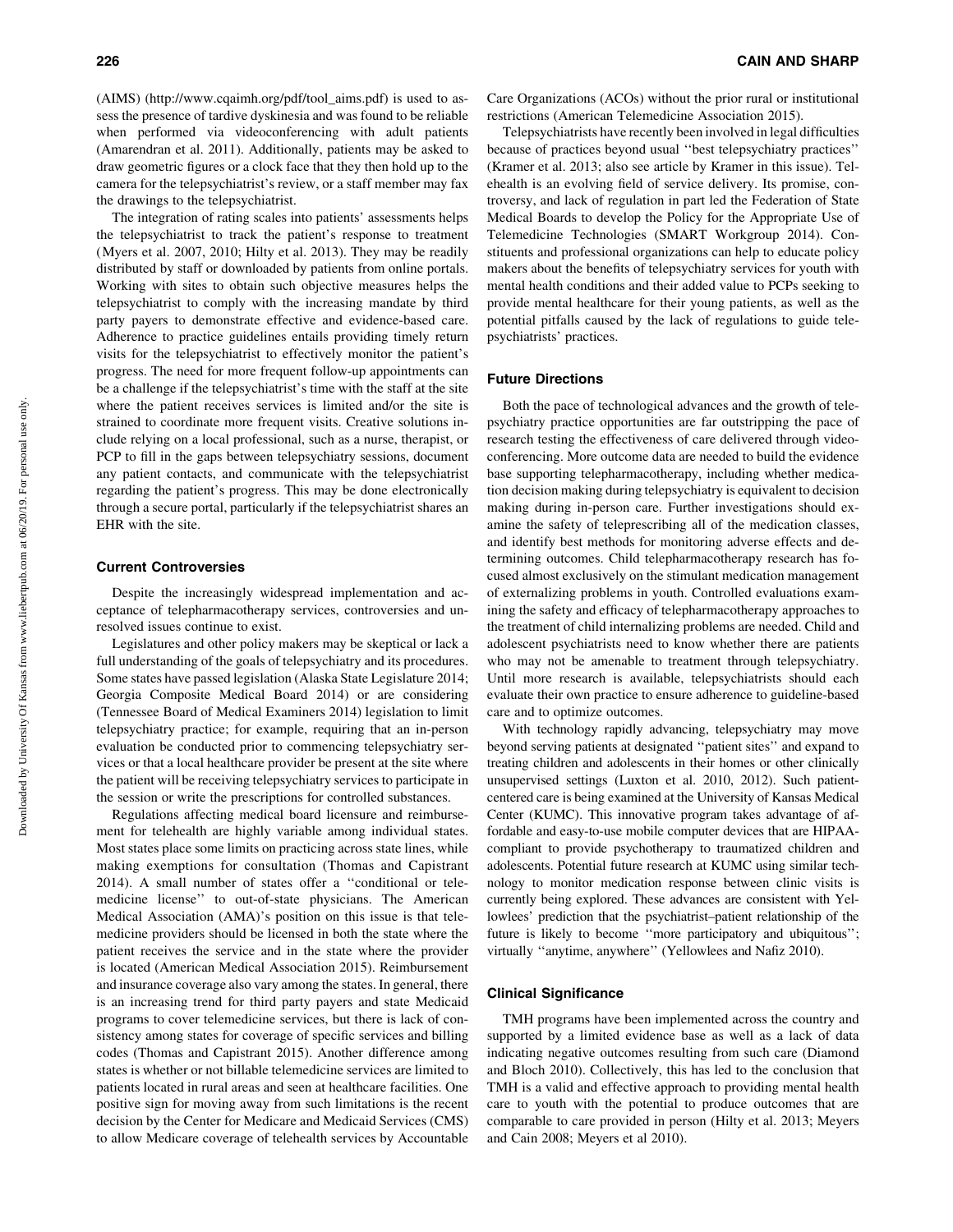(AIMS) (http://www.cqaimh.org/pdf/tool_aims.pdf) is used to assess the presence of tardive dyskinesia and was found to be reliable when performed via videoconferencing with adult patients (Amarendran et al. 2011). Additionally, patients may be asked to draw geometric figures or a clock face that they then hold up to the camera for the telepsychiatrist's review, or a staff member may fax the drawings to the telepsychiatrist.

The integration of rating scales into patients' assessments helps the telepsychiatrist to track the patient's response to treatment (Myers et al. 2007, 2010; Hilty et al. 2013). They may be readily distributed by staff or downloaded by patients from online portals. Working with sites to obtain such objective measures helps the telepsychiatrist to comply with the increasing mandate by third party payers to demonstrate effective and evidence-based care. Adherence to practice guidelines entails providing timely return visits for the telepsychiatrist to effectively monitor the patient's progress. The need for more frequent follow-up appointments can be a challenge if the telepsychiatrist's time with the staff at the site where the patient receives services is limited and/or the site is strained to coordinate more frequent visits. Creative solutions include relying on a local professional, such as a nurse, therapist, or PCP to fill in the gaps between telepsychiatry sessions, document any patient contacts, and communicate with the telepsychiatrist regarding the patient's progress. This may be done electronically through a secure portal, particularly if the telepsychiatrist shares an EHR with the site.

### Current Controversies

Despite the increasingly widespread implementation and acceptance of telepharmacotherapy services, controversies and unresolved issues continue to exist.

Legislatures and other policy makers may be skeptical or lack a full understanding of the goals of telepsychiatry and its procedures. Some states have passed legislation (Alaska State Legislature 2014; Georgia Composite Medical Board 2014) or are considering (Tennessee Board of Medical Examiners 2014) legislation to limit telepsychiatry practice; for example, requiring that an in-person evaluation be conducted prior to commencing telepsychiatry services or that a local healthcare provider be present at the site where the patient will be receiving telepsychiatry services to participate in the session or write the prescriptions for controlled substances.

Regulations affecting medical board licensure and reimbursement for telehealth are highly variable among individual states. Most states place some limits on practicing across state lines, while making exemptions for consultation (Thomas and Capistrant 2014). A small number of states offer a ''conditional or telemedicine license'' to out-of-state physicians. The American Medical Association (AMA)'s position on this issue is that telemedicine providers should be licensed in both the state where the patient receives the service and in the state where the provider is located (American Medical Association 2015). Reimbursement and insurance coverage also vary among the states. In general, there is an increasing trend for third party payers and state Medicaid programs to cover telemedicine services, but there is lack of consistency among states for coverage of specific services and billing codes (Thomas and Capistrant 2015). Another difference among states is whether or not billable telemedicine services are limited to patients located in rural areas and seen at healthcare facilities. One positive sign for moving away from such limitations is the recent decision by the Center for Medicare and Medicaid Services (CMS) to allow Medicare coverage of telehealth services by Accountable Care Organizations (ACOs) without the prior rural or institutional restrictions (American Telemedicine Association 2015).

Telepsychiatrists have recently been involved in legal difficulties because of practices beyond usual ''best telepsychiatry practices'' (Kramer et al. 2013; also see article by Kramer in this issue). Telehealth is an evolving field of service delivery. Its promise, controversy, and lack of regulation in part led the Federation of State Medical Boards to develop the Policy for the Appropriate Use of Telemedicine Technologies (SMART Workgroup 2014). Constituents and professional organizations can help to educate policy makers about the benefits of telepsychiatry services for youth with mental health conditions and their added value to PCPs seeking to provide mental healthcare for their young patients, as well as the potential pitfalls caused by the lack of regulations to guide telepsychiatrists' practices.

### Future Directions

Both the pace of technological advances and the growth of telepsychiatry practice opportunities are far outstripping the pace of research testing the effectiveness of care delivered through videoconferencing. More outcome data are needed to build the evidence base supporting telepharmacotherapy, including whether medication decision making during telepsychiatry is equivalent to decision making during in-person care. Further investigations should examine the safety of teleprescribing all of the medication classes, and identify best methods for monitoring adverse effects and determining outcomes. Child telepharmacotherapy research has focused almost exclusively on the stimulant medication management of externalizing problems in youth. Controlled evaluations examining the safety and efficacy of telepharmacotherapy approaches to the treatment of child internalizing problems are needed. Child and adolescent psychiatrists need to know whether there are patients who may not be amenable to treatment through telepsychiatry. Until more research is available, telepsychiatrists should each evaluate their own practice to ensure adherence to guideline-based care and to optimize outcomes.

With technology rapidly advancing, telepsychiatry may move beyond serving patients at designated ''patient sites'' and expand to treating children and adolescents in their homes or other clinically unsupervised settings (Luxton et al. 2010, 2012). Such patient-centered care is being examined at the University of Kansas Medical Center (KUMC). This innovative program takes advantage of affordable and easy-to-use mobile computer devices that are HIPAA-compliant to provide psychotherapy to traumatized children and adolescents. Potential future research at KUMC using similar technology to monitor medication response between clinic visits is currently being explored. These advances are consistent with Yellowlees' prediction that the psychiatrist–patient relationship of the future is likely to become ''more participatory and ubiquitous''; virtually ''anytime, anywhere'' (Yellowlees and Nafiz 2010).

### Clinical Significance

TMH programs have been implemented across the country and supported by a limited evidence base as well as a lack of data indicating negative outcomes resulting from such care (Diamond and Bloch 2010). Collectively, this has led to the conclusion that TMH is a valid and effective approach to providing mental health care to youth with the potential to produce outcomes that are comparable to care provided in person (Hilty et al. 2013; Meyers and Cain 2008; Meyers et al 2010).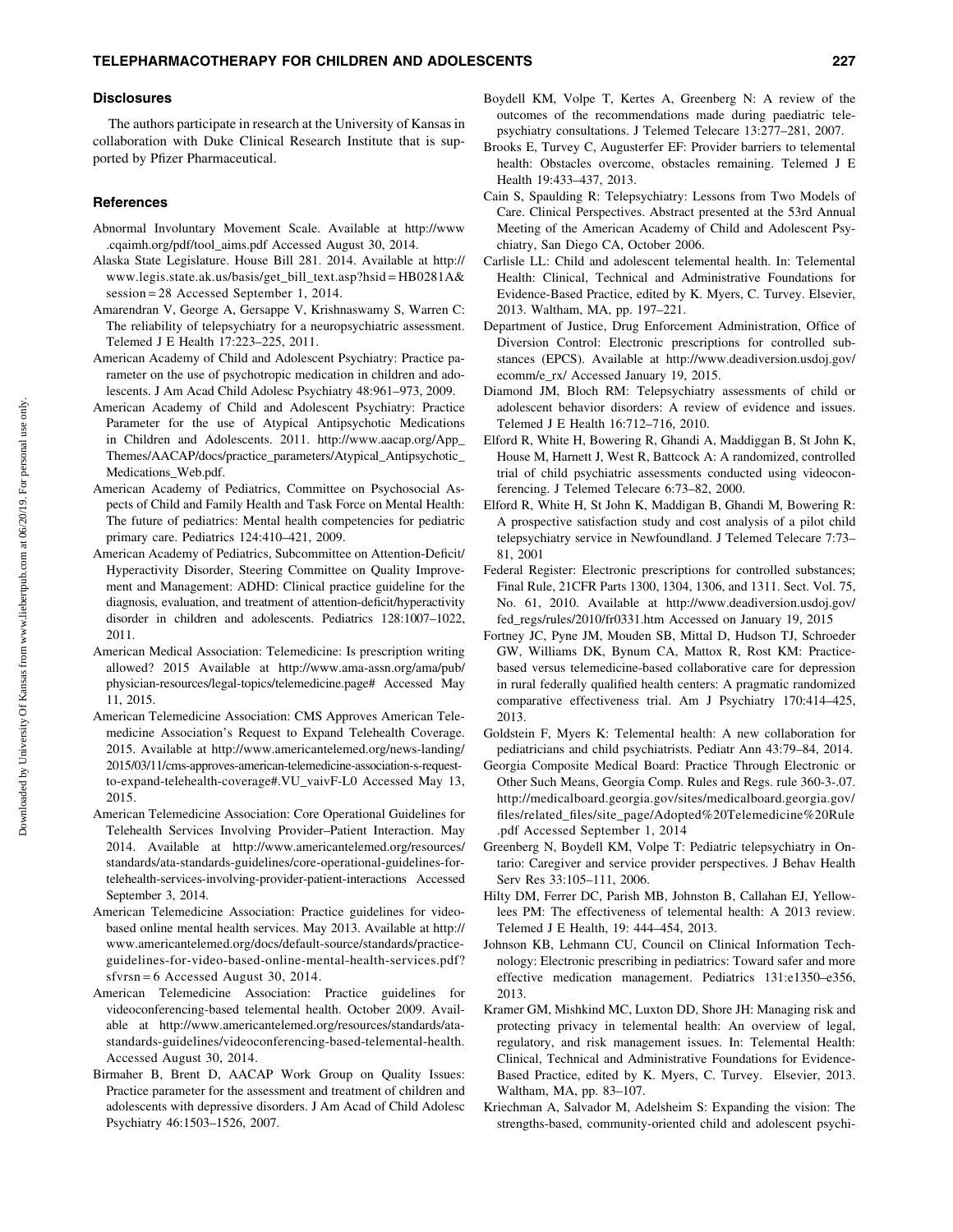## Disclosures

The authors participate in research at the University of Kansas in collaboration with Duke Clinical Research Institute that is supported by Pfizer Pharmaceutical.

## References

Abnormal Involuntary Movement Scale. Available at http://www.cqaimh.org/pdf/tool_aims.pdf Accessed August 30, 2014.

Alaska State Legislature. House Bill 281. 2014. Available at http://www.legis.state.ak.us/basis/get_bill_text.asp?hsid=HB0281A&session=28 Accessed September 1, 2014.

Amarendran V, George A, Gersappe V, Krishnaswamy S, Warren C: The reliability of telepsychiatry for a neuropsychiatric assessment. Telemed J E Health 17:223–225, 2011.

American Academy of Child and Adolescent Psychiatry: Practice parameter on the use of psychotropic medication in children and adolescents. J Am Acad Child Adolesc Psychiatry 48:961–973, 2009.

American Academy of Child and Adolescent Psychiatry: Practice Parameter for the use of Atypical Antipsychotic Medications in Children and Adolescents. 2011. http://www.aacap.org/App_Themes/AACAP/docs/practice_parameters/Atypical_Antipsychotic_Medications_Web.pdf.

American Academy of Pediatrics, Committee on Psychosocial Aspects of Child and Family Health and Task Force on Mental Health: The future of pediatrics: Mental health competencies for pediatric primary care. Pediatrics 124:410–421, 2009.

American Academy of Pediatrics, Subcommittee on Attention-Deficit/Hyperactivity Disorder, Steering Committee on Quality Improvement and Management: ADHD: Clinical practice guideline for the diagnosis, evaluation, and treatment of attention-deficit/hyperactivity disorder in children and adolescents. Pediatrics 128:1007–1022, 2011.

American Medical Association: Telemedicine: Is prescription writing allowed? 2015 Available at http://www.ama-assn.org/ama/pub/physician-resources/legal-topics/telemedicine.page# Accessed May 11, 2015.

American Telemedicine Association: CMS Approves American Telemedicine Association's Request to Expand Telehealth Coverage. 2015. Available at http://www.americantelemed.org/news-landing/2015/03/11/cms-approves-american-telemedicine-association-s-request-to-expand-telehealth-coverage#.VU_vaivF-L0 Accessed May 13, 2015.

American Telemedicine Association: Core Operational Guidelines for Telehealth Services Involving Provider–Patient Interaction. May 2014. Available at http://www.americantelemed.org/resources/standards/ata-standards-guidelines/core-operational-guidelines-for-telehealth-services-involving-provider-patient-interactions Accessed September 3, 2014.

American Telemedicine Association: Practice guidelines for video-based online mental health services. May 2013. Available at http://www.americantelemed.org/docs/default-source/standards/practice-guidelines-for-video-based-online-mental-health-services.pdf?sfvrsn=6 Accessed August 30, 2014.

American Telemedicine Association: Practice guidelines for videoconferencing-based telemental health. October 2009. Available at http://www.americantelemed.org/resources/standards/ata-standards-guidelines/videoconferencing-based-telemental-health. Accessed August 30, 2014.

Birmaher B, Brent D, AACAP Work Group on Quality Issues: Practice parameter for the assessment and treatment of children and adolescents with depressive disorders. J Am Acad of Child Adolesc Psychiatry 46:1503–1526, 2007.

Boydell KM, Volpe T, Kertes A, Greenberg N: A review of the outcomes of the recommendations made during paediatric telepsychiatry consultations. J Telemed Telecare 13:277–281, 2007.

Brooks E, Turvey C, Augusterfer EF: Provider barriers to telemental health: Obstacles overcome, obstacles remaining. Telemed J E Health 19:433–437, 2013.

Cain S, Spaulding R: Telepsychiatry: Lessons from Two Models of Care. Clinical Perspectives. Abstract presented at the 53rd Annual Meeting of the American Academy of Child and Adolescent Psychiatry, San Diego CA, October 2006.

Carlisle LL: Child and adolescent telemental health. In: Telemental Health: Clinical, Technical and Administrative Foundations for Evidence-Based Practice, edited by K. Myers, C. Turvey. Elsevier, 2013. Waltham, MA, pp. 197–221.

Department of Justice, Drug Enforcement Administration, Office of Diversion Control: Electronic prescriptions for controlled substances (EPCS). Available at http://www.deadiversion.usdoj.gov/ecomm/e_rx/ Accessed January 19, 2015.

Diamond JM, Bloch RM: Telepsychiatry assessments of child or adolescent behavior disorders: A review of evidence and issues. Telemed J E Health 16:712–716, 2010.

Elford R, White H, Bowering R, Ghandi A, Maddiggan B, St John K, House M, Harnett J, West R, Battcock A: A randomized, controlled trial of child psychiatric assessments conducted using videoconferencing. J Telemed Telecare 6:73–82, 2000.

Elford R, White H, St John K, Maddigan B, Ghandi M, Bowering R: A prospective satisfaction study and cost analysis of a pilot child telepsychiatry service in Newfoundland. J Telemed Telecare 7:73–81, 2001

Federal Register: Electronic prescriptions for controlled substances; Final Rule, 21CFR Parts 1300, 1304, 1306, and 1311. Sect. Vol. 75, No. 61, 2010. Available at http://www.deadiversion.usdoj.gov/fed_regs/rules/2010/fr0331.htm Accessed on January 19, 2015

Fortney JC, Pyne JM, Mouden SB, Mittal D, Hudson TJ, Schroeder GW, Williams DK, Bynum CA, Mattox R, Rost KM: Practice-based versus telemedicine-based collaborative care for depression in rural federally qualified health centers: A pragmatic randomized comparative effectiveness trial. Am J Psychiatry 170:414–425, 2013.

Goldstein F, Myers K: Telemental health: A new collaboration for pediatricians and child psychiatrists. Pediatr Ann 43:79–84, 2014.

Georgia Composite Medical Board: Practice Through Electronic or Other Such Means, Georgia Comp. Rules and Regs. rule 360-3-.07. http://medicalboard.georgia.gov/sites/medicalboard.georgia.gov/files/related_files/site_page/Adopted%20Telemedicine%20Rule.pdf Accessed September 1, 2014

Greenberg N, Boydell KM, Volpe T: Pediatric telepsychiatry in Ontario: Caregiver and service provider perspectives. J Behav Health Serv Res 33:105–111, 2006.

Hilty DM, Ferrer DC, Parish MB, Johnston B, Callahan EJ, Yellowlees PM: The effectiveness of telemental health: A 2013 review. Telemed J E Health, 19: 444–454, 2013.

Johnson KB, Lehmann CU, Council on Clinical Information Technology: Electronic prescribing in pediatrics: Toward safer and more effective medication management. Pediatrics 131:e1350–e356, 2013.

Kramer GM, Mishkind MC, Luxton DD, Shore JH: Managing risk and protecting privacy in telemental health: An overview of legal, regulatory, and risk management issues. In: Telemental Health: Clinical, Technical and Administrative Foundations for Evidence-Based Practice, edited by K. Myers, C. Turvey. Elsevier, 2013. Waltham, MA, pp. 83–107.

Kriechman A, Salvador M, Adelsheim S: Expanding the vision: The strengths-based, community-oriented child and adolescent psychi-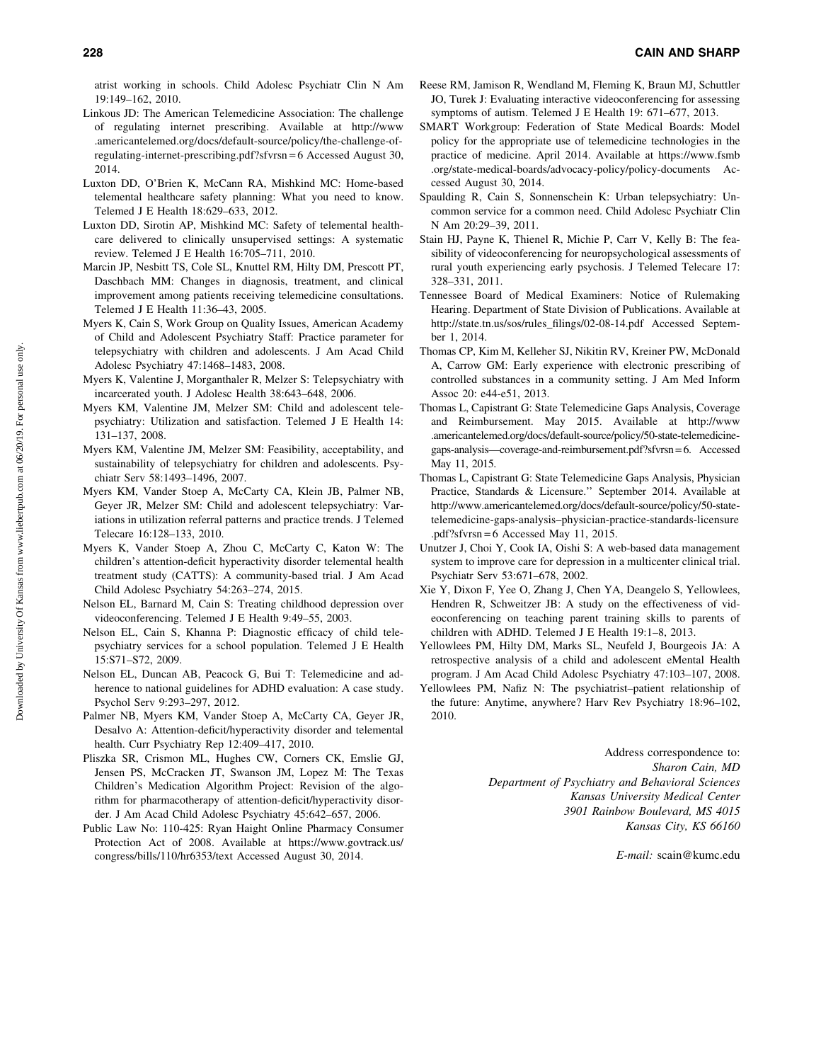atrist working in schools. Child Adolesc Psychiatr Clin N Am 19:149–162, 2010.

Linkous JD: The American Telemedicine Association: The challenge of regulating internet prescribing. Available at http://www.americantelemed.org/docs/default-source/policy/the-challenge-of-regulating-internet-prescribing.pdf?sfvrsn=6 Accessed August 30, 2014.

Luxton DD, O'Brien K, McCann RA, Mishkind MC: Home-based telemental healthcare safety planning: What you need to know. Telemed J E Health 18:629–633, 2012.

Luxton DD, Sirotin AP, Mishkind MC: Safety of telemental healthcare delivered to clinically unsupervised settings: A systematic review. Telemed J E Health 16:705–711, 2010.

Marcin JP, Nesbitt TS, Cole SL, Knuttel RM, Hilty DM, Prescott PT, Daschbach MM: Changes in diagnosis, treatment, and clinical improvement among patients receiving telemedicine consultations. Telemed J E Health 11:36–43, 2005.

Myers K, Cain S, Work Group on Quality Issues, American Academy of Child and Adolescent Psychiatry Staff: Practice parameter for telepsychiatry with children and adolescents. J Am Acad Child Adolesc Psychiatry 47:1468–1483, 2008.

Myers K, Valentine J, Morganthaler R, Melzer S: Telepsychiatry with incarcerated youth. J Adolesc Health 38:643–648, 2006.

Myers KM, Valentine JM, Melzer SM: Child and adolescent telepsychiatry: Utilization and satisfaction. Telemed J E Health 14: 131–137, 2008.

Myers KM, Valentine JM, Melzer SM: Feasibility, acceptability, and sustainability of telepsychiatry for children and adolescents. Psychiatr Serv 58:1493–1496, 2007.

Myers KM, Vander Stoep A, McCarty CA, Klein JB, Palmer NB, Geyer JR, Melzer SM: Child and adolescent telepsychiatry: Variations in utilization referral patterns and practice trends. J Telemed Telecare 16:128–133, 2010.

Myers K, Vander Stoep A, Zhou C, McCarty C, Katon W: The children's attention-deficit hyperactivity disorder telemental health treatment study (CATTS): A community-based trial. J Am Acad Child Adolesc Psychiatry 54:263–274, 2015.

Nelson EL, Barnard M, Cain S: Treating childhood depression over videoconferencing. Telemed J E Health 9:49–55, 2003.

Nelson EL, Cain S, Khanna P: Diagnostic efficacy of child telepsychiatry services for a school population. Telemed J E Health 15:S71–S72, 2009.

Nelson EL, Duncan AB, Peacock G, Bui T: Telemedicine and adherence to national guidelines for ADHD evaluation: A case study. Psychol Serv 9:293–297, 2012.

Palmer NB, Myers KM, Vander Stoep A, McCarty CA, Geyer JR, Desalvo A: Attention-deficit/hyperactivity disorder and telemental health. Curr Psychiatry Rep 12:409–417, 2010.

Pliszka SR, Crismon ML, Hughes CW, Corners CK, Emslie GJ, Jensen PS, McCracken JT, Swanson JM, Lopez M: The Texas Children's Medication Algorithm Project: Revision of the algorithm for pharmacotherapy of attention-deficit/hyperactivity disorder. J Am Acad Child Adolesc Psychiatry 45:642–657, 2006.

Public Law No: 110-425: Ryan Haight Online Pharmacy Consumer Protection Act of 2008. Available at https://www.govtrack.us/congress/bills/110/hr6353/text Accessed August 30, 2014.

Reese RM, Jamison R, Wendland M, Fleming K, Braun MJ, Schuttler JO, Turek J: Evaluating interactive videoconferencing for assessing symptoms of autism. Telemed J E Health 19: 671–677, 2013.

SMART Workgroup: Federation of State Medical Boards: Model policy for the appropriate use of telemedicine technologies in the practice of medicine. April 2014. Available at https://www.fsmb.org/state-medical-boards/advocacy-policy/policy-documents Accessed August 30, 2014.

Spaulding R, Cain S, Sonnenschein K: Urban telepsychiatry: Uncommon service for a common need. Child Adolesc Psychiatr Clin N Am 20:29–39, 2011.

Stain HJ, Payne K, Thienel R, Michie P, Carr V, Kelly B: The feasibility of videoconferencing for neuropsychological assessments of rural youth experiencing early psychosis. J Telemed Telecare 17: 328–331, 2011.

Tennessee Board of Medical Examiners: Notice of Rulemaking Hearing. Department of State Division of Publications. Available at http://state.tn.us/sos/rules_filings/02-08-14.pdf Accessed September 1, 2014.

Thomas CP, Kim M, Kelleher SJ, Nikitin RV, Kreiner PW, McDonald A, Carrow GM: Early experience with electronic prescribing of controlled substances in a community setting. J Am Med Inform Assoc 20: e44-e51, 2013.

Thomas L, Capistrant G: State Telemedicine Gaps Analysis, Coverage and Reimbursement. May 2015. Available at http://www.americantelemed.org/docs/default-source/policy/50-state-telemedicine-gaps-analysis—coverage-and-reimbursement.pdf?sfvrsn=6. Accessed May 11, 2015.

Thomas L, Capistrant G: State Telemedicine Gaps Analysis, Physician Practice, Standards & Licensure.'' September 2014. Available at http://www.americantelemed.org/docs/default-source/policy/50-state-telemedicine-gaps-analysis–physician-practice-standards-licensure.pdf?sfvrsn=6 Accessed May 11, 2015.

Unutzer J, Choi Y, Cook IA, Oishi S: A web-based data management system to improve care for depression in a multicenter clinical trial. Psychiatr Serv 53:671–678, 2002.

Xie Y, Dixon F, Yee O, Zhang J, Chen YA, Deangelo S, Yellowlees, Hendren R, Schweitzer JB: A study on the effectiveness of videoconferencing on teaching parent training skills to parents of children with ADHD. Telemed J E Health 19:1–8, 2013.

Yellowlees PM, Hilty DM, Marks SL, Neufeld J, Bourgeois JA: A retrospective analysis of a child and adolescent eMental Health program. J Am Acad Child Adolesc Psychiatry 47:103–107, 2008.

Yellowlees PM, Nafiz N: The psychiatrist–patient relationship of the future: Anytime, anywhere? Harv Rev Psychiatry 18:96–102, 2010.

Address correspondence to:
*Sharon Cain, MD*
*Department of Psychiatry and Behavioral Sciences*
*Kansas University Medical Center*
*3901 Rainbow Boulevard, MS 4015*
*Kansas City, KS 66160*

*E-mail:* scain@kumc.edu